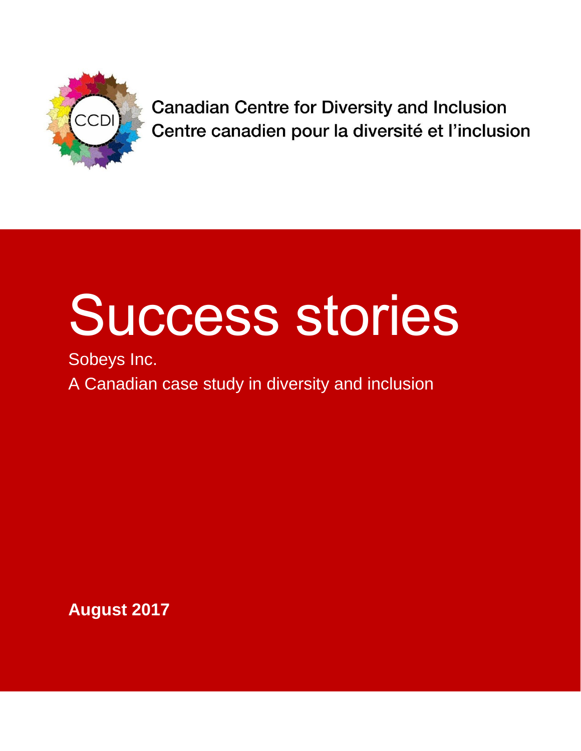Canadian Centre for Diversity and Inclusion
Centre canadien pour la diversité et l'inclusion

# Success stories

Sobeys Inc.

A Canadian case study in diversity and inclusion

**August 2017**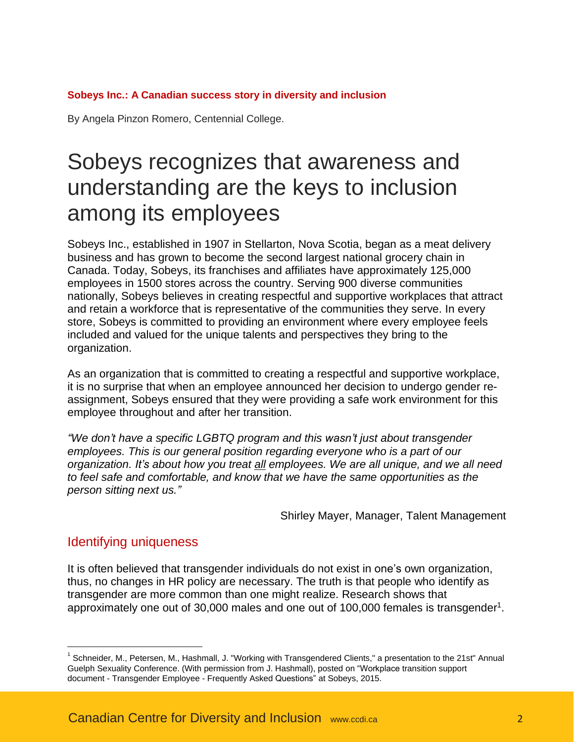**Sobeys Inc.: A Canadian success story in diversity and inclusion**

By Angela Pinzon Romero, Centennial College.

# Sobeys recognizes that awareness and understanding are the keys to inclusion among its employees

Sobeys Inc., established in 1907 in Stellarton, Nova Scotia, began as a meat delivery business and has grown to become the second largest national grocery chain in Canada. Today, Sobeys, its franchises and affiliates have approximately 125,000 employees in 1500 stores across the country. Serving 900 diverse communities nationally, Sobeys believes in creating respectful and supportive workplaces that attract and retain a workforce that is representative of the communities they serve. In every store, Sobeys is committed to providing an environment where every employee feels included and valued for the unique talents and perspectives they bring to the organization.

As an organization that is committed to creating a respectful and supportive workplace, it is no surprise that when an employee announced her decision to undergo gender re-assignment, Sobeys ensured that they were providing a safe work environment for this employee throughout and after her transition.

*"We don't have a specific LGBTQ program and this wasn't just about transgender employees. This is our general position regarding everyone who is a part of our organization. It's about how you treat all employees. We are all unique, and we all need to feel safe and comfortable, and know that we have the same opportunities as the person sitting next us."*

Shirley Mayer, Manager, Talent Management

## Identifying uniqueness

It is often believed that transgender individuals do not exist in one's own organization, thus, no changes in HR policy are necessary. The truth is that people who identify as transgender are more common than one might realize. Research shows that approximately one out of 30,000 males and one out of 100,000 females is transgender[1].

[1] Schneider, M., Petersen, M., Hashmall, J. "Working with Transgendered Clients," a presentation to the 21st" Annual Guelph Sexuality Conference. (With permission from J. Hashmall), posted on "Workplace transition support document - Transgender Employee - Frequently Asked Questions" at Sobeys, 2015.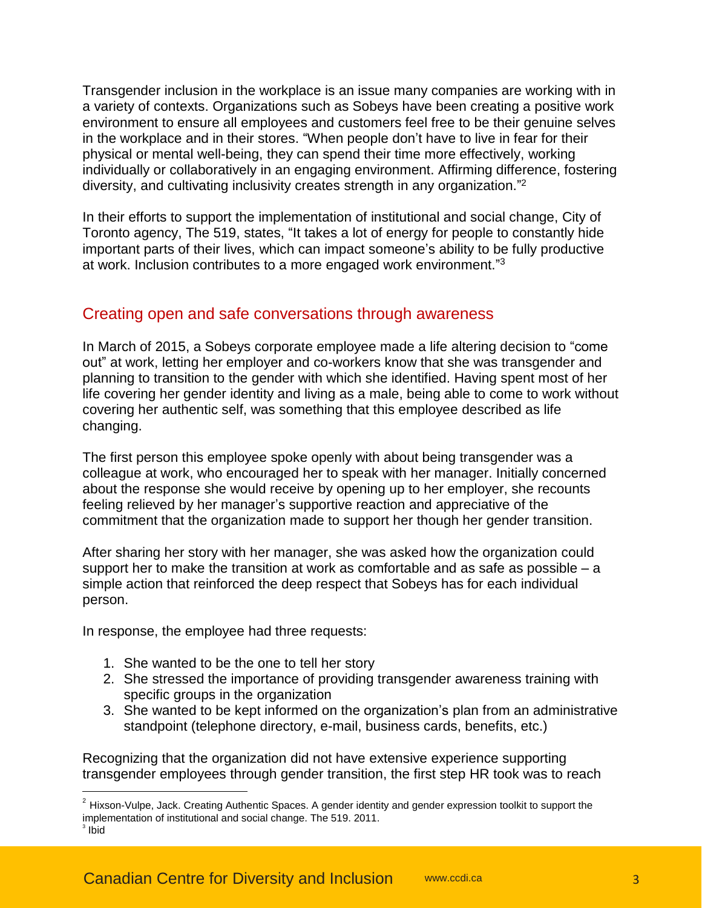Transgender inclusion in the workplace is an issue many companies are working with in a variety of contexts. Organizations such as Sobeys have been creating a positive work environment to ensure all employees and customers feel free to be their genuine selves in the workplace and in their stores. "When people don't have to live in fear for their physical or mental well-being, they can spend their time more effectively, working individually or collaboratively in an engaging environment. Affirming difference, fostering diversity, and cultivating inclusivity creates strength in any organization."[2]

In their efforts to support the implementation of institutional and social change, City of Toronto agency, The 519, states, "It takes a lot of energy for people to constantly hide important parts of their lives, which can impact someone's ability to be fully productive at work. Inclusion contributes to a more engaged work environment."[3]

## Creating open and safe conversations through awareness

In March of 2015, a Sobeys corporate employee made a life altering decision to "come out" at work, letting her employer and co-workers know that she was transgender and planning to transition to the gender with which she identified. Having spent most of her life covering her gender identity and living as a male, being able to come to work without covering her authentic self, was something that this employee described as life changing.

The first person this employee spoke openly with about being transgender was a colleague at work, who encouraged her to speak with her manager. Initially concerned about the response she would receive by opening up to her employer, she recounts feeling relieved by her manager's supportive reaction and appreciative of the commitment that the organization made to support her though her gender transition.

After sharing her story with her manager, she was asked how the organization could support her to make the transition at work as comfortable and as safe as possible – a simple action that reinforced the deep respect that Sobeys has for each individual person.

In response, the employee had three requests:

1. She wanted to be the one to tell her story
2. She stressed the importance of providing transgender awareness training with specific groups in the organization
3. She wanted to be kept informed on the organization's plan from an administrative standpoint (telephone directory, e-mail, business cards, benefits, etc.)

Recognizing that the organization did not have extensive experience supporting transgender employees through gender transition, the first step HR took was to reach

[2] Hixson-Vulpe, Jack. Creating Authentic Spaces. A gender identity and gender expression toolkit to support the implementation of institutional and social change. The 519. 2011.
[3] Ibid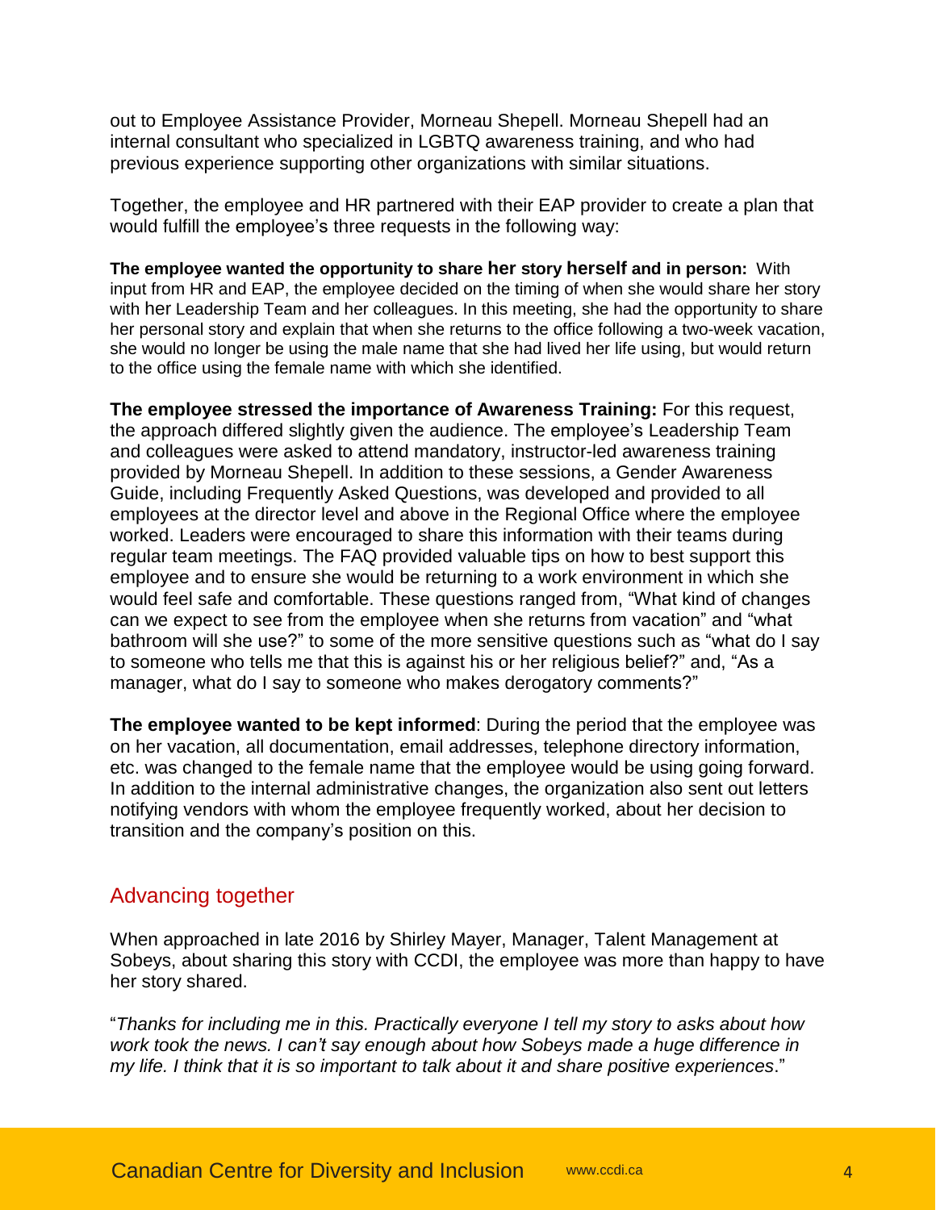out to Employee Assistance Provider, Morneau Shepell. Morneau Shepell had an internal consultant who specialized in LGBTQ awareness training, and who had previous experience supporting other organizations with similar situations.

Together, the employee and HR partnered with their EAP provider to create a plan that would fulfill the employee's three requests in the following way:

**The employee wanted the opportunity to share her story herself and in person:** With input from HR and EAP, the employee decided on the timing of when she would share her story with her Leadership Team and her colleagues. In this meeting, she had the opportunity to share her personal story and explain that when she returns to the office following a two-week vacation, she would no longer be using the male name that she had lived her life using, but would return to the office using the female name with which she identified.

**The employee stressed the importance of Awareness Training:** For this request, the approach differed slightly given the audience. The employee's Leadership Team and colleagues were asked to attend mandatory, instructor-led awareness training provided by Morneau Shepell. In addition to these sessions, a Gender Awareness Guide, including Frequently Asked Questions, was developed and provided to all employees at the director level and above in the Regional Office where the employee worked. Leaders were encouraged to share this information with their teams during regular team meetings. The FAQ provided valuable tips on how to best support this employee and to ensure she would be returning to a work environment in which she would feel safe and comfortable. These questions ranged from, "What kind of changes can we expect to see from the employee when she returns from vacation" and "what bathroom will she use?" to some of the more sensitive questions such as "what do I say to someone who tells me that this is against his or her religious belief?" and, "As a manager, what do I say to someone who makes derogatory comments?"

**The employee wanted to be kept informed**: During the period that the employee was on her vacation, all documentation, email addresses, telephone directory information, etc. was changed to the female name that the employee would be using going forward. In addition to the internal administrative changes, the organization also sent out letters notifying vendors with whom the employee frequently worked, about her decision to transition and the company's position on this.

## Advancing together

When approached in late 2016 by Shirley Mayer, Manager, Talent Management at Sobeys, about sharing this story with CCDI, the employee was more than happy to have her story shared.

"*Thanks for including me in this. Practically everyone I tell my story to asks about how work took the news. I can't say enough about how Sobeys made a huge difference in my life. I think that it is so important to talk about it and share positive experiences*."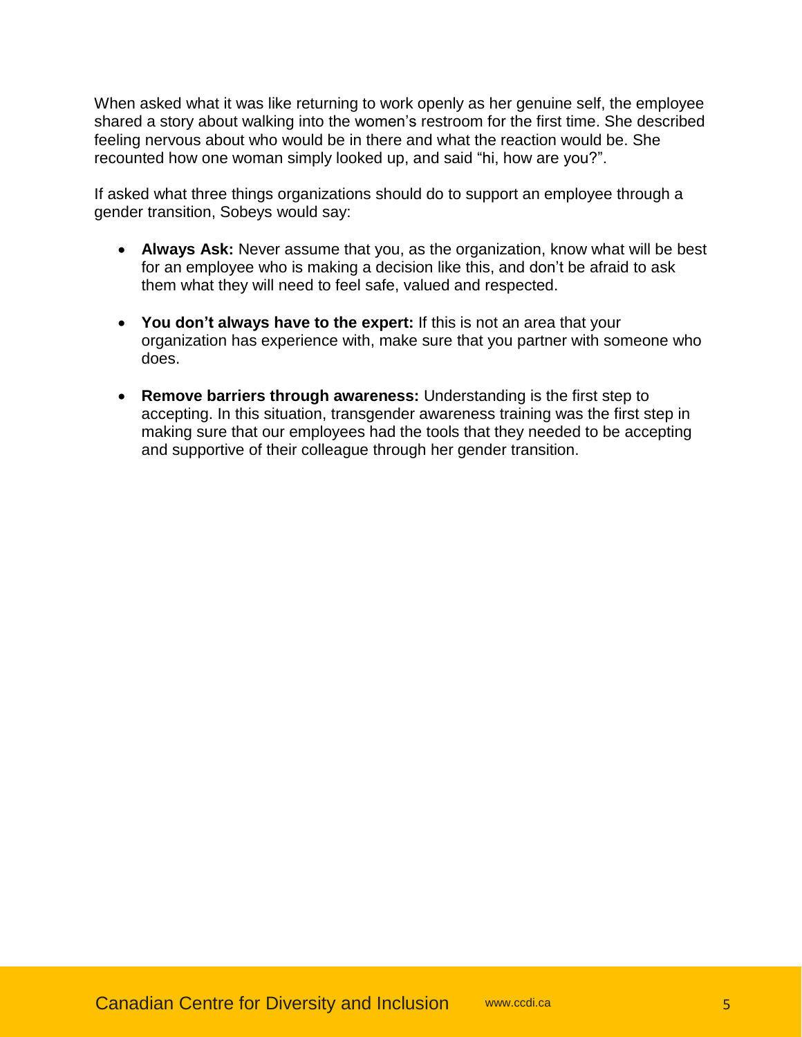When asked what it was like returning to work openly as her genuine self, the employee shared a story about walking into the women's restroom for the first time. She described feeling nervous about who would be in there and what the reaction would be. She recounted how one woman simply looked up, and said "hi, how are you?".

If asked what three things organizations should do to support an employee through a gender transition, Sobeys would say:

- **Always Ask:** Never assume that you, as the organization, know what will be best for an employee who is making a decision like this, and don't be afraid to ask them what they will need to feel safe, valued and respected.
- **You don't always have to the expert:** If this is not an area that your organization has experience with, make sure that you partner with someone who does.
- **Remove barriers through awareness:** Understanding is the first step to accepting. In this situation, transgender awareness training was the first step in making sure that our employees had the tools that they needed to be accepting and supportive of their colleague through her gender transition.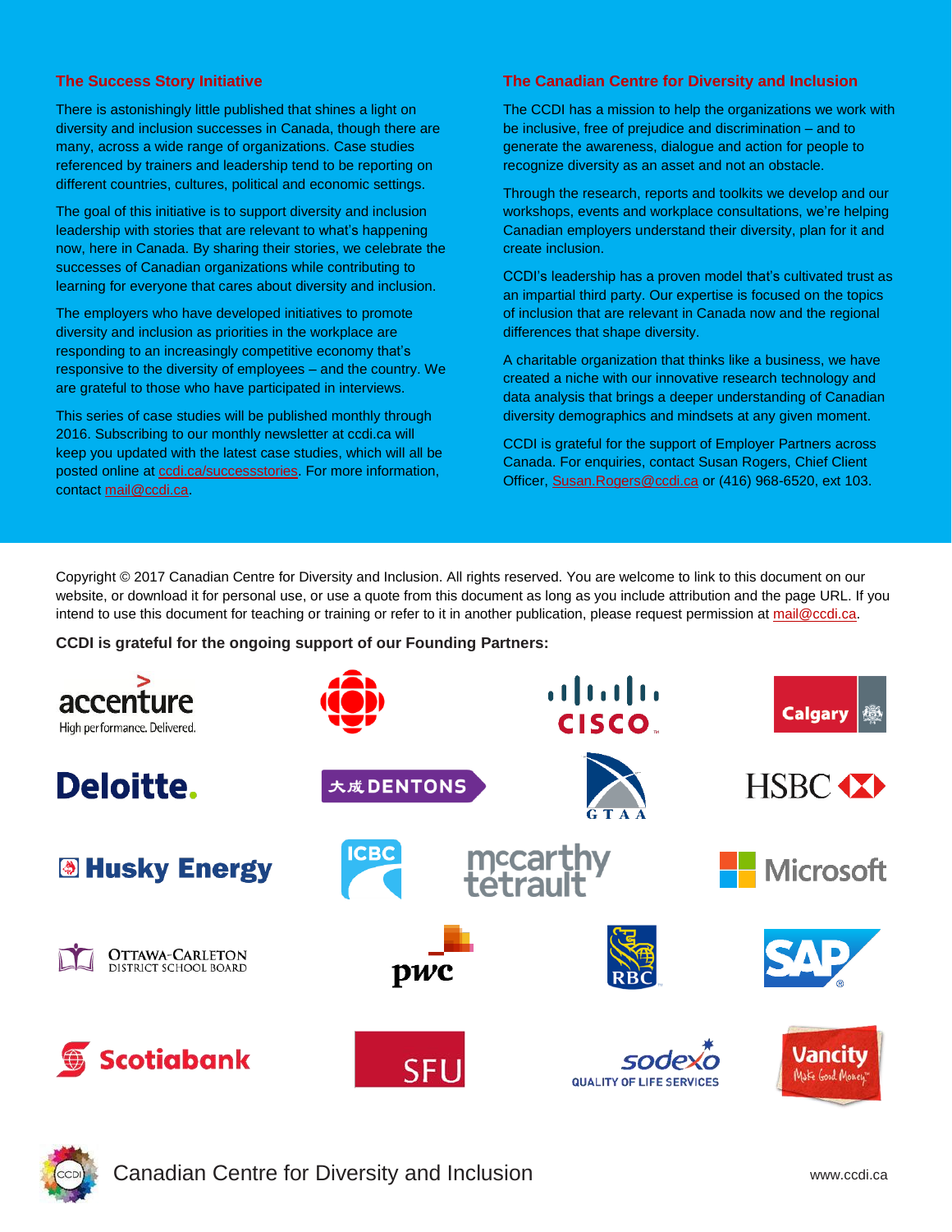## The Success Story Initiative

There is astonishingly little published that shines a light on diversity and inclusion successes in Canada, though there are many, across a wide range of organizations. Case studies referenced by trainers and leadership tend to be reporting on different countries, cultures, political and economic settings.

The goal of this initiative is to support diversity and inclusion leadership with stories that are relevant to what's happening now, here in Canada. By sharing their stories, we celebrate the successes of Canadian organizations while contributing to learning for everyone that cares about diversity and inclusion.

The employers who have developed initiatives to promote diversity and inclusion as priorities in the workplace are responding to an increasingly competitive economy that's responsive to the diversity of employees – and the country. We are grateful to those who have participated in interviews.

This series of case studies will be published monthly through 2016. Subscribing to our monthly newsletter at ccdi.ca will keep you updated with the latest case studies, which will all be posted online at ccdi.ca/successstories. For more information, contact mail@ccdi.ca.

## The Canadian Centre for Diversity and Inclusion

The CCDI has a mission to help the organizations we work with be inclusive, free of prejudice and discrimination – and to generate the awareness, dialogue and action for people to recognize diversity as an asset and not an obstacle.

Through the research, reports and toolkits we develop and our workshops, events and workplace consultations, we're helping Canadian employers understand their diversity, plan for it and create inclusion.

CCDI's leadership has a proven model that's cultivated trust as an impartial third party. Our expertise is focused on the topics of inclusion that are relevant in Canada now and the regional differences that shape diversity.

A charitable organization that thinks like a business, we have created a niche with our innovative research technology and data analysis that brings a deeper understanding of Canadian diversity demographics and mindsets at any given moment.

CCDI is grateful for the support of Employer Partners across Canada. For enquiries, contact Susan Rogers, Chief Client Officer, Susan.Rogers@ccdi.ca or (416) 968-6520, ext 103.

Copyright © 2017 Canadian Centre for Diversity and Inclusion. All rights reserved. You are welcome to link to this document on our website, or download it for personal use, or use a quote from this document as long as you include attribution and the page URL. If you intend to use this document for teaching or training or refer to it in another publication, please request permission at mail@ccdi.ca.

**CCDI is grateful for the ongoing support of our Founding Partners:**

accenture – High performance. Delivered.
CBC
Cisco
Calgary
Deloitte.
大成 DENTONS
GTAA
HSBC
Husky Energy
ICBC
mccarthy tetrault
Microsoft
Ottawa-Carleton District School Board
pwc
RBC
SAP
Scotiabank
SFU
sodexo – Quality of Life Services
Vancity – Make Good Money

Canadian Centre for Diversity and Inclusion

www.ccdi.ca